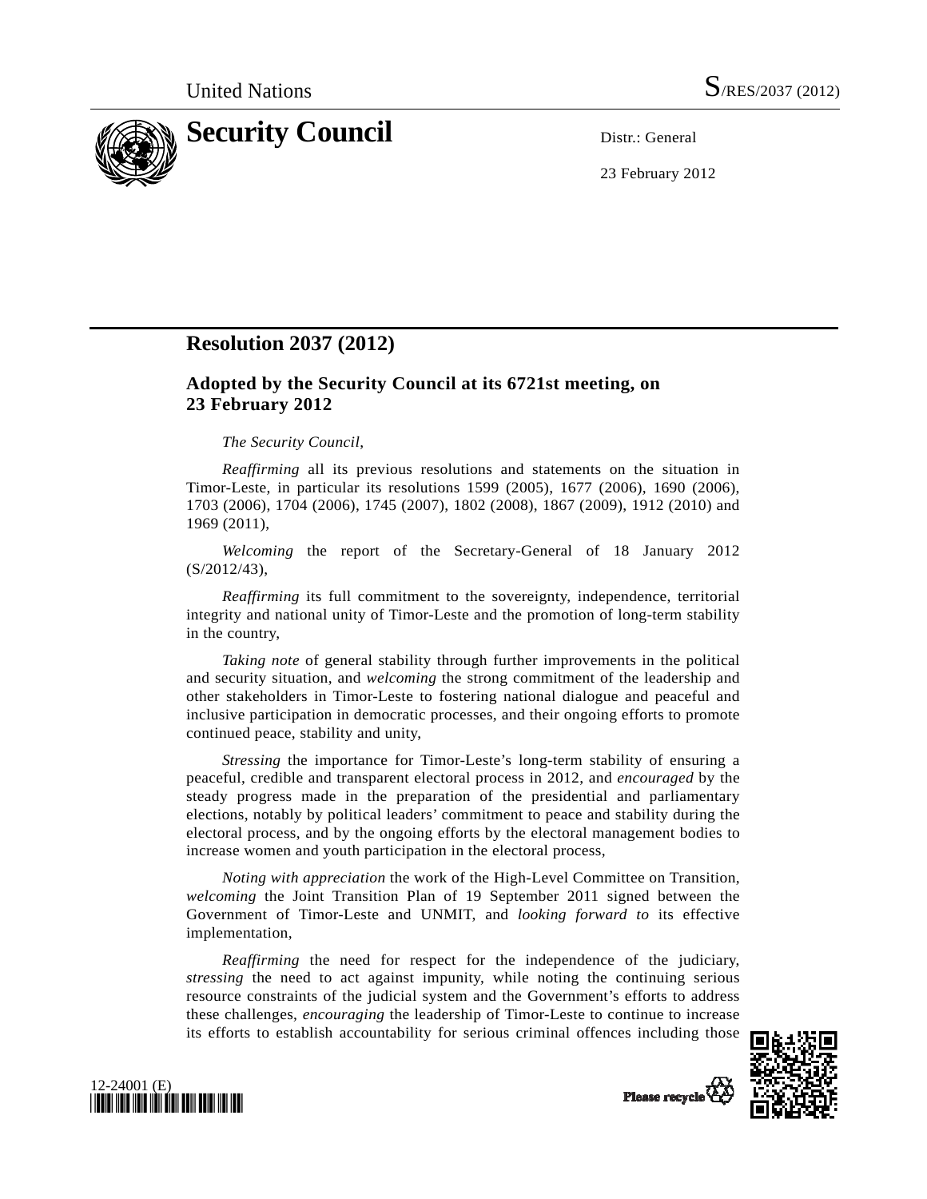United Nations S/RES/2037 (2012)

# Security Council

Distr.: General

23 February 2012

## Resolution 2037 (2012)

### Adopted by the Security Council at its 6721st meeting, on 23 February 2012

*The Security Council*,

*Reaffirming* all its previous resolutions and statements on the situation in Timor-Leste, in particular its resolutions 1599 (2005), 1677 (2006), 1690 (2006), 1703 (2006), 1704 (2006), 1745 (2007), 1802 (2008), 1867 (2009), 1912 (2010) and 1969 (2011),

*Welcoming* the report of the Secretary-General of 18 January 2012 (S/2012/43),

*Reaffirming* its full commitment to the sovereignty, independence, territorial integrity and national unity of Timor-Leste and the promotion of long-term stability in the country,

*Taking note* of general stability through further improvements in the political and security situation, and *welcoming* the strong commitment of the leadership and other stakeholders in Timor-Leste to fostering national dialogue and peaceful and inclusive participation in democratic processes, and their ongoing efforts to promote continued peace, stability and unity,

*Stressing* the importance for Timor-Leste's long-term stability of ensuring a peaceful, credible and transparent electoral process in 2012, and *encouraged* by the steady progress made in the preparation of the presidential and parliamentary elections, notably by political leaders' commitment to peace and stability during the electoral process, and by the ongoing efforts by the electoral management bodies to increase women and youth participation in the electoral process,

*Noting with appreciation* the work of the High-Level Committee on Transition, *welcoming* the Joint Transition Plan of 19 September 2011 signed between the Government of Timor-Leste and UNMIT, and *looking forward to* its effective implementation,

*Reaffirming* the need for respect for the independence of the judiciary, *stressing* the need to act against impunity, while noting the continuing serious resource constraints of the judicial system and the Government's efforts to address these challenges, *encouraging* the leadership of Timor-Leste to continue to increase its efforts to establish accountability for serious criminal offences including those

12-24001 (E)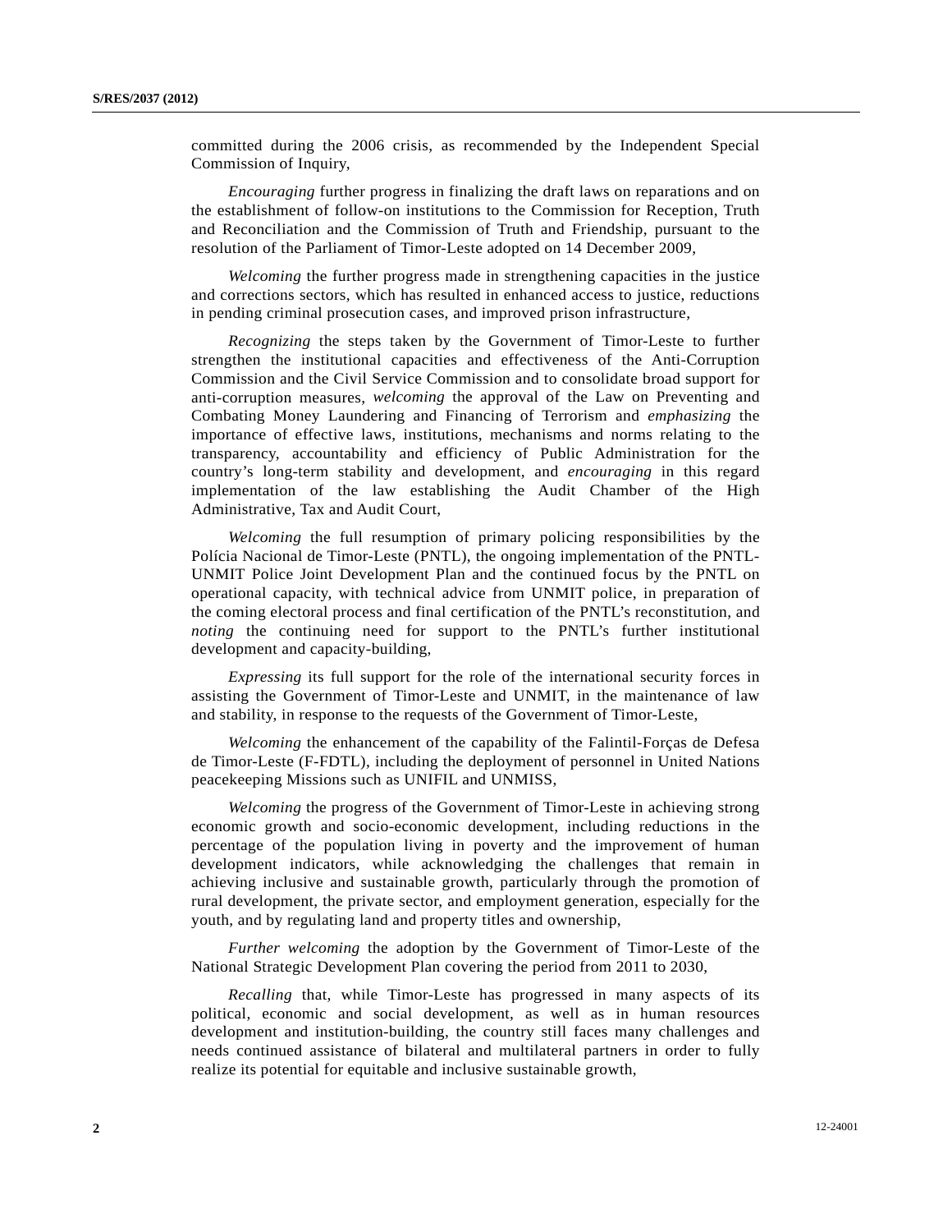committed during the 2006 crisis, as recommended by the Independent Special Commission of Inquiry,

*Encouraging* further progress in finalizing the draft laws on reparations and on the establishment of follow-on institutions to the Commission for Reception, Truth and Reconciliation and the Commission of Truth and Friendship, pursuant to the resolution of the Parliament of Timor-Leste adopted on 14 December 2009,

*Welcoming* the further progress made in strengthening capacities in the justice and corrections sectors, which has resulted in enhanced access to justice, reductions in pending criminal prosecution cases, and improved prison infrastructure,

*Recognizing* the steps taken by the Government of Timor-Leste to further strengthen the institutional capacities and effectiveness of the Anti-Corruption Commission and the Civil Service Commission and to consolidate broad support for anti-corruption measures, *welcoming* the approval of the Law on Preventing and Combating Money Laundering and Financing of Terrorism and *emphasizing* the importance of effective laws, institutions, mechanisms and norms relating to the transparency, accountability and efficiency of Public Administration for the country's long-term stability and development, and *encouraging* in this regard implementation of the law establishing the Audit Chamber of the High Administrative, Tax and Audit Court,

*Welcoming* the full resumption of primary policing responsibilities by the Polícia Nacional de Timor-Leste (PNTL), the ongoing implementation of the PNTL-UNMIT Police Joint Development Plan and the continued focus by the PNTL on operational capacity, with technical advice from UNMIT police, in preparation of the coming electoral process and final certification of the PNTL's reconstitution, and *noting* the continuing need for support to the PNTL's further institutional development and capacity-building,

*Expressing* its full support for the role of the international security forces in assisting the Government of Timor-Leste and UNMIT, in the maintenance of law and stability, in response to the requests of the Government of Timor-Leste,

*Welcoming* the enhancement of the capability of the Falintil-Forças de Defesa de Timor-Leste (F-FDTL), including the deployment of personnel in United Nations peacekeeping Missions such as UNIFIL and UNMISS,

*Welcoming* the progress of the Government of Timor-Leste in achieving strong economic growth and socio-economic development, including reductions in the percentage of the population living in poverty and the improvement of human development indicators, while acknowledging the challenges that remain in achieving inclusive and sustainable growth, particularly through the promotion of rural development, the private sector, and employment generation, especially for the youth, and by regulating land and property titles and ownership,

*Further welcoming* the adoption by the Government of Timor-Leste of the National Strategic Development Plan covering the period from 2011 to 2030,

*Recalling* that, while Timor-Leste has progressed in many aspects of its political, economic and social development, as well as in human resources development and institution-building, the country still faces many challenges and needs continued assistance of bilateral and multilateral partners in order to fully realize its potential for equitable and inclusive sustainable growth,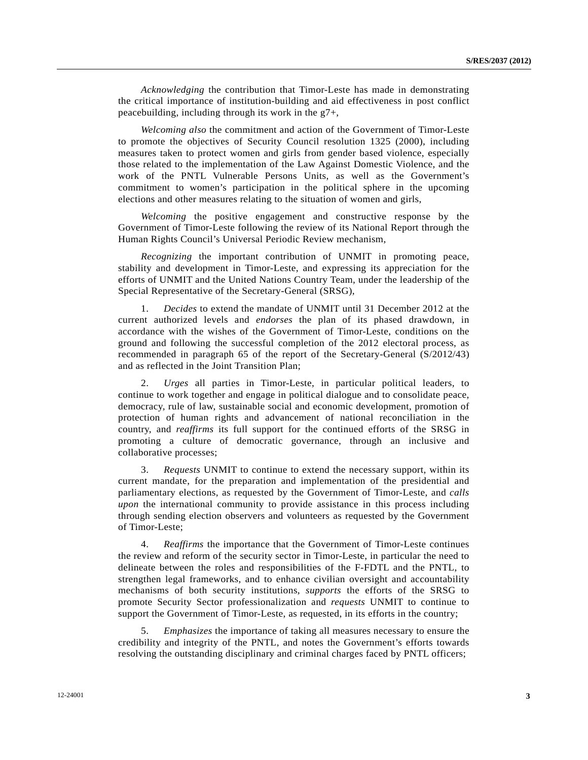*Acknowledging* the contribution that Timor-Leste has made in demonstrating the critical importance of institution-building and aid effectiveness in post conflict peacebuilding, including through its work in the g7+,

*Welcoming also* the commitment and action of the Government of Timor-Leste to promote the objectives of Security Council resolution 1325 (2000), including measures taken to protect women and girls from gender based violence, especially those related to the implementation of the Law Against Domestic Violence, and the work of the PNTL Vulnerable Persons Units, as well as the Government's commitment to women's participation in the political sphere in the upcoming elections and other measures relating to the situation of women and girls,

*Welcoming* the positive engagement and constructive response by the Government of Timor-Leste following the review of its National Report through the Human Rights Council's Universal Periodic Review mechanism,

*Recognizing* the important contribution of UNMIT in promoting peace, stability and development in Timor-Leste, and expressing its appreciation for the efforts of UNMIT and the United Nations Country Team, under the leadership of the Special Representative of the Secretary-General (SRSG),

1. *Decides* to extend the mandate of UNMIT until 31 December 2012 at the current authorized levels and *endorses* the plan of its phased drawdown, in accordance with the wishes of the Government of Timor-Leste, conditions on the ground and following the successful completion of the 2012 electoral process, as recommended in paragraph 65 of the report of the Secretary-General (S/2012/43) and as reflected in the Joint Transition Plan;

2. *Urges* all parties in Timor-Leste, in particular political leaders, to continue to work together and engage in political dialogue and to consolidate peace, democracy, rule of law, sustainable social and economic development, promotion of protection of human rights and advancement of national reconciliation in the country, and *reaffirms* its full support for the continued efforts of the SRSG in promoting a culture of democratic governance, through an inclusive and collaborative processes;

3. *Requests* UNMIT to continue to extend the necessary support, within its current mandate, for the preparation and implementation of the presidential and parliamentary elections, as requested by the Government of Timor-Leste, and *calls upon* the international community to provide assistance in this process including through sending election observers and volunteers as requested by the Government of Timor-Leste;

4. *Reaffirms* the importance that the Government of Timor-Leste continues the review and reform of the security sector in Timor-Leste, in particular the need to delineate between the roles and responsibilities of the F-FDTL and the PNTL, to strengthen legal frameworks, and to enhance civilian oversight and accountability mechanisms of both security institutions, *supports* the efforts of the SRSG to promote Security Sector professionalization and *requests* UNMIT to continue to support the Government of Timor-Leste, as requested, in its efforts in the country;

5. *Emphasizes* the importance of taking all measures necessary to ensure the credibility and integrity of the PNTL, and notes the Government's efforts towards resolving the outstanding disciplinary and criminal charges faced by PNTL officers;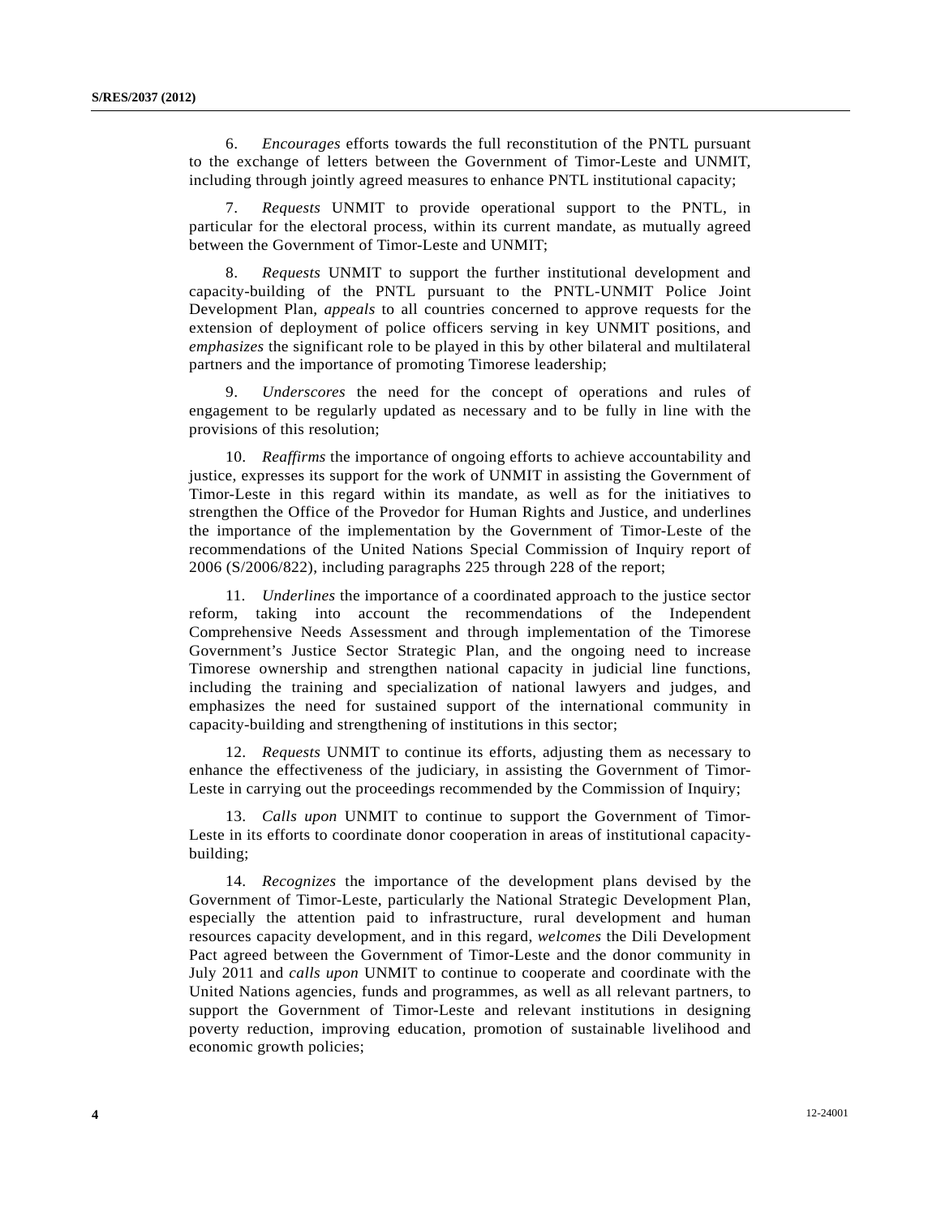6. *Encourages* efforts towards the full reconstitution of the PNTL pursuant to the exchange of letters between the Government of Timor-Leste and UNMIT, including through jointly agreed measures to enhance PNTL institutional capacity;

7. *Requests* UNMIT to provide operational support to the PNTL, in particular for the electoral process, within its current mandate, as mutually agreed between the Government of Timor-Leste and UNMIT;

8. *Requests* UNMIT to support the further institutional development and capacity-building of the PNTL pursuant to the PNTL-UNMIT Police Joint Development Plan, *appeals* to all countries concerned to approve requests for the extension of deployment of police officers serving in key UNMIT positions, and *emphasizes* the significant role to be played in this by other bilateral and multilateral partners and the importance of promoting Timorese leadership;

9. *Underscores* the need for the concept of operations and rules of engagement to be regularly updated as necessary and to be fully in line with the provisions of this resolution;

10. *Reaffirms* the importance of ongoing efforts to achieve accountability and justice, expresses its support for the work of UNMIT in assisting the Government of Timor-Leste in this regard within its mandate, as well as for the initiatives to strengthen the Office of the Provedor for Human Rights and Justice, and underlines the importance of the implementation by the Government of Timor-Leste of the recommendations of the United Nations Special Commission of Inquiry report of 2006 (S/2006/822), including paragraphs 225 through 228 of the report;

11. *Underlines* the importance of a coordinated approach to the justice sector reform, taking into account the recommendations of the Independent Comprehensive Needs Assessment and through implementation of the Timorese Government's Justice Sector Strategic Plan, and the ongoing need to increase Timorese ownership and strengthen national capacity in judicial line functions, including the training and specialization of national lawyers and judges, and emphasizes the need for sustained support of the international community in capacity-building and strengthening of institutions in this sector;

12. *Requests* UNMIT to continue its efforts, adjusting them as necessary to enhance the effectiveness of the judiciary, in assisting the Government of Timor-Leste in carrying out the proceedings recommended by the Commission of Inquiry;

13. *Calls upon* UNMIT to continue to support the Government of Timor-Leste in its efforts to coordinate donor cooperation in areas of institutional capacity-building;

14. *Recognizes* the importance of the development plans devised by the Government of Timor-Leste, particularly the National Strategic Development Plan, especially the attention paid to infrastructure, rural development and human resources capacity development, and in this regard, *welcomes* the Dili Development Pact agreed between the Government of Timor-Leste and the donor community in July 2011 and *calls upon* UNMIT to continue to cooperate and coordinate with the United Nations agencies, funds and programmes, as well as all relevant partners, to support the Government of Timor-Leste and relevant institutions in designing poverty reduction, improving education, promotion of sustainable livelihood and economic growth policies;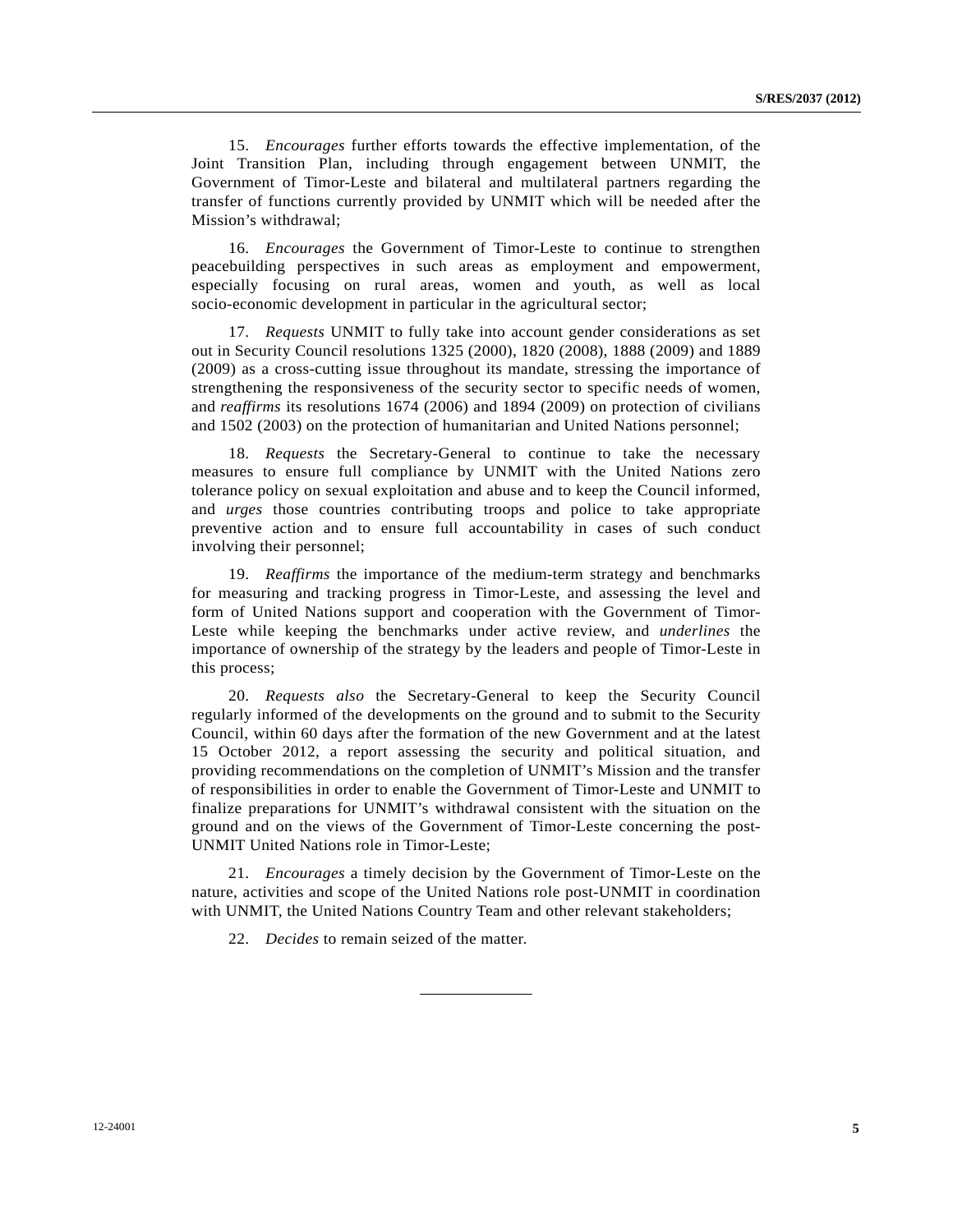15. *Encourages* further efforts towards the effective implementation, of the Joint Transition Plan, including through engagement between UNMIT, the Government of Timor-Leste and bilateral and multilateral partners regarding the transfer of functions currently provided by UNMIT which will be needed after the Mission's withdrawal;

16. *Encourages* the Government of Timor-Leste to continue to strengthen peacebuilding perspectives in such areas as employment and empowerment, especially focusing on rural areas, women and youth, as well as local socio-economic development in particular in the agricultural sector;

17. *Requests* UNMIT to fully take into account gender considerations as set out in Security Council resolutions 1325 (2000), 1820 (2008), 1888 (2009) and 1889 (2009) as a cross-cutting issue throughout its mandate, stressing the importance of strengthening the responsiveness of the security sector to specific needs of women, and *reaffirms* its resolutions 1674 (2006) and 1894 (2009) on protection of civilians and 1502 (2003) on the protection of humanitarian and United Nations personnel;

18. *Requests* the Secretary-General to continue to take the necessary measures to ensure full compliance by UNMIT with the United Nations zero tolerance policy on sexual exploitation and abuse and to keep the Council informed, and *urges* those countries contributing troops and police to take appropriate preventive action and to ensure full accountability in cases of such conduct involving their personnel;

19. *Reaffirms* the importance of the medium-term strategy and benchmarks for measuring and tracking progress in Timor-Leste, and assessing the level and form of United Nations support and cooperation with the Government of Timor-Leste while keeping the benchmarks under active review, and *underlines* the importance of ownership of the strategy by the leaders and people of Timor-Leste in this process;

20. *Requests also* the Secretary-General to keep the Security Council regularly informed of the developments on the ground and to submit to the Security Council, within 60 days after the formation of the new Government and at the latest 15 October 2012, a report assessing the security and political situation, and providing recommendations on the completion of UNMIT's Mission and the transfer of responsibilities in order to enable the Government of Timor-Leste and UNMIT to finalize preparations for UNMIT's withdrawal consistent with the situation on the ground and on the views of the Government of Timor-Leste concerning the post-UNMIT United Nations role in Timor-Leste;

21. *Encourages* a timely decision by the Government of Timor-Leste on the nature, activities and scope of the United Nations role post-UNMIT in coordination with UNMIT, the United Nations Country Team and other relevant stakeholders;

22. *Decides* to remain seized of the matter.